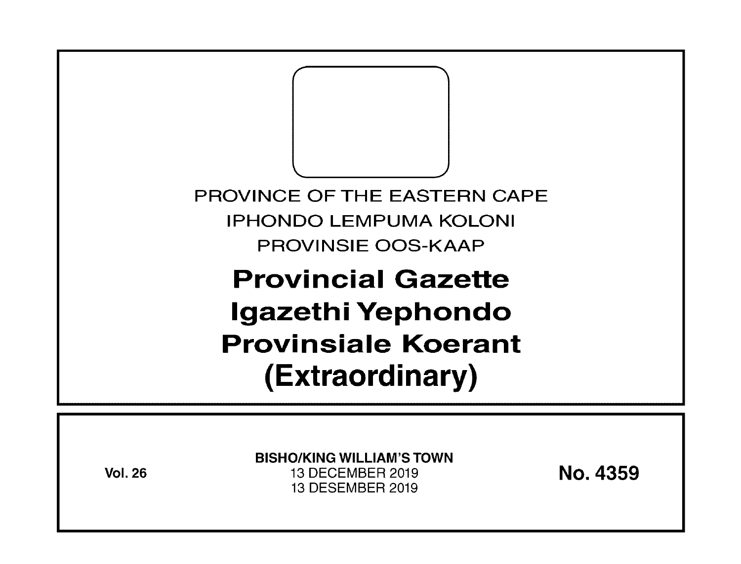PROVINCE OF THE EASTERN CAPE

IPHONDO LEMPUMA KOLONI

PROVINSIE OOS-KAAP

# Provincial Gazette
# Igazethi Yephondo
# Provinsiale Koerant
# (Extraordinary)

**Vol. 26**

**BISHO/KING WILLIAM'S TOWN**
13 DECEMBER 2019
13 DESEMBER 2019

**No. 4359**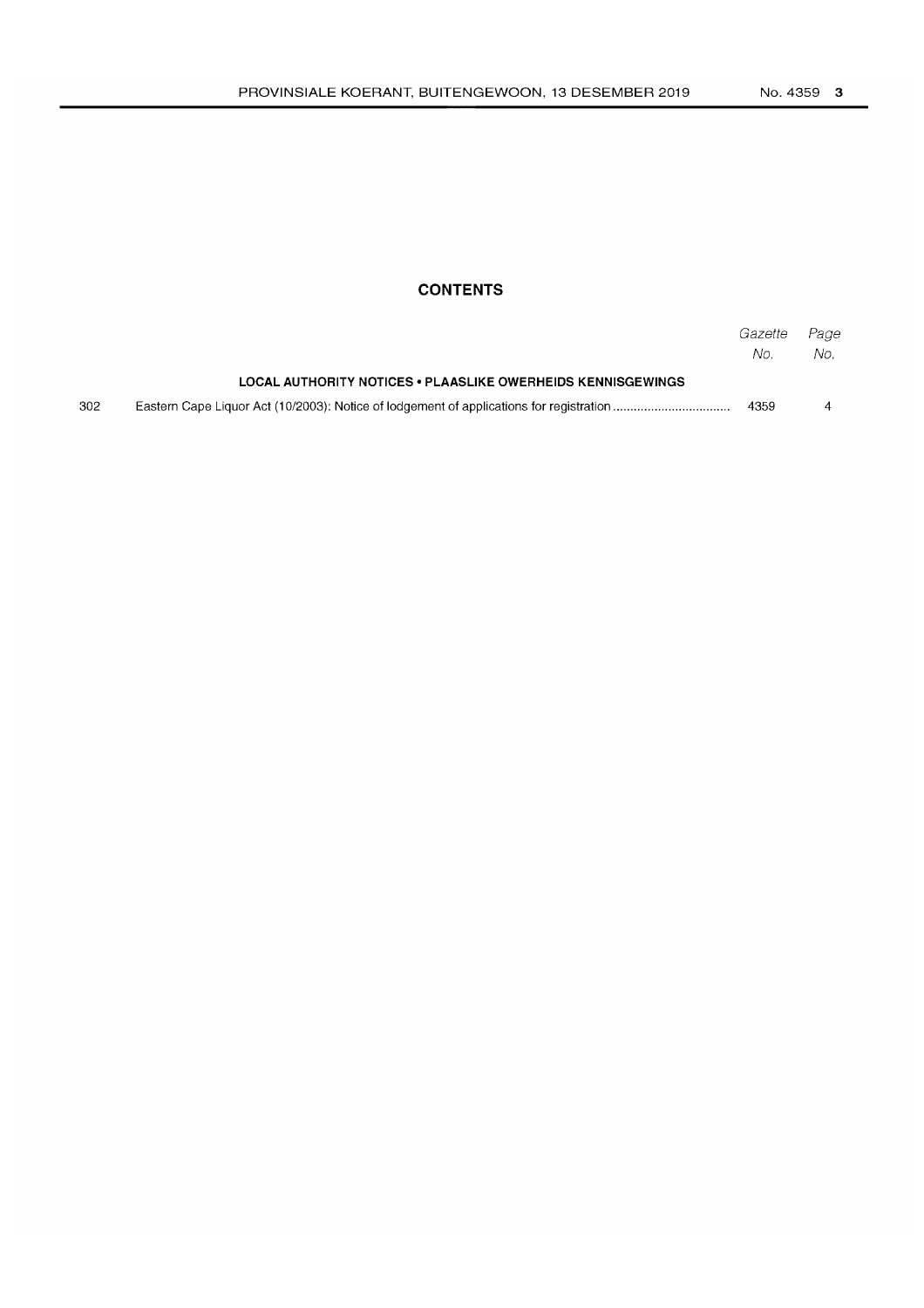## CONTENTS

| | | Gazette No. | Page No. |
|---|---|---|---|
| | **LOCAL AUTHORITY NOTICES • PLAASLIKE OWERHEIDS KENNISGEWINGS** | | |
| 302 | Eastern Cape Liquor Act (10/2003): Notice of lodgement of applications for registration | 4359 | 4 |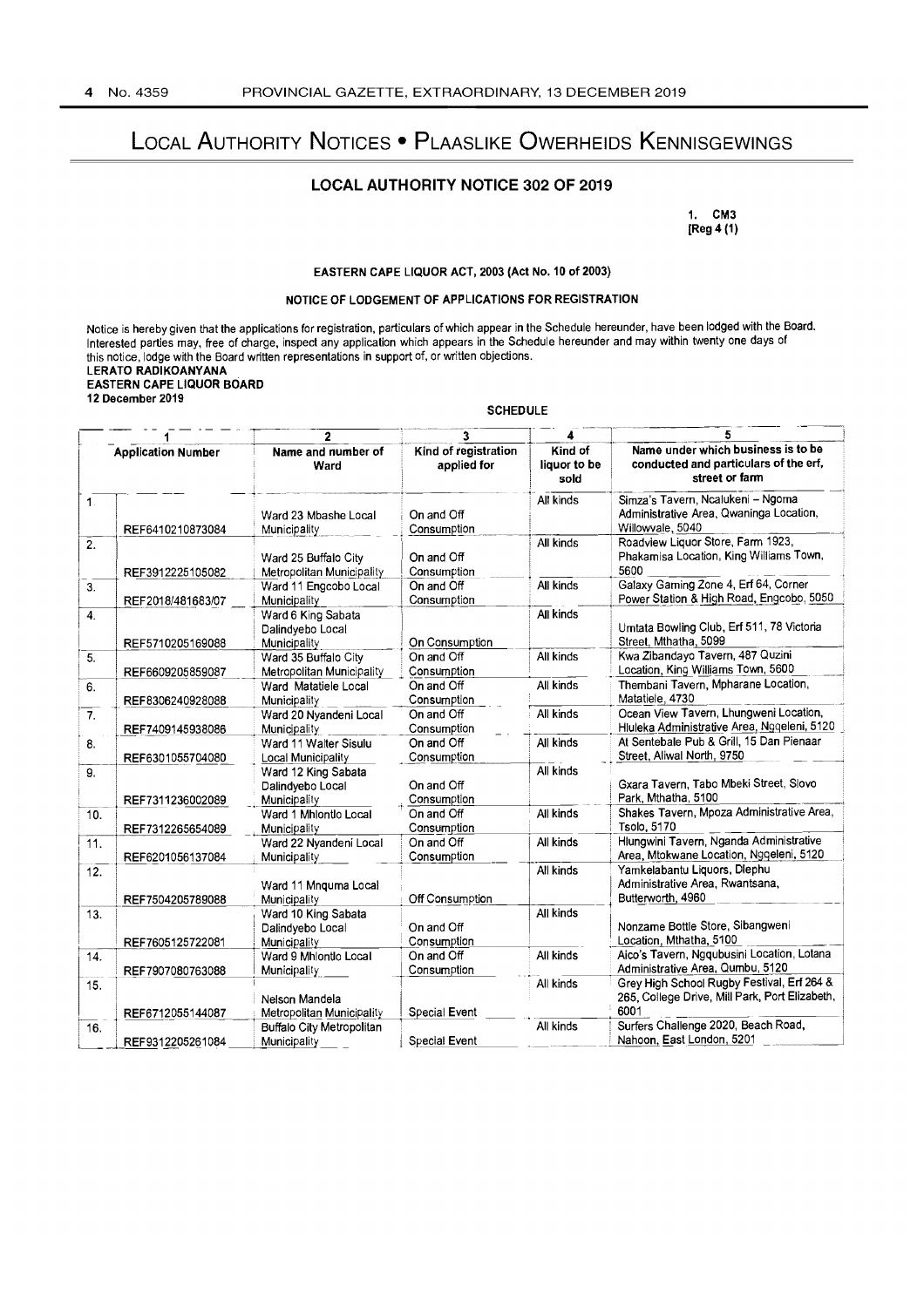# Local Authority Notices • Plaaslike Owerheids Kennisgewings

## LOCAL AUTHORITY NOTICE 302 OF 2019

1. CM3
[Reg 4 (1)]

**EASTERN CAPE LIQUOR ACT, 2003 (Act No. 10 of 2003)**

**NOTICE OF LODGEMENT OF APPLICATIONS FOR REGISTRATION**

Notice is hereby given that the applications for registration, particulars of which appear in the Schedule hereunder, have been lodged with the Board. Interested parties may, free of charge, inspect any application which appears in the Schedule hereunder and may within twenty one days of this notice, lodge with the Board written representations in support of, or written objections.

**LERATO RADIKOANYANA**
**EASTERN CAPE LIQUOR BOARD**
**12 December 2019**

**SCHEDULE**

| | 1 | 2 | 3 | 4 | 5 |
|---|---|---|---|---|---|
| | Application Number | Name and number of Ward | Kind of registration applied for | Kind of liquor to be sold | Name under which business is to be conducted and particulars of the erf, street or farm |
| 1 | REF6410210873084 | Ward 23 Mbashe Local Municipality | On and Off Consumption | All kinds | Simza's Tavern, Ncalukeni – Ngoma Administrative Area, Qwaninga Location, Willowvale, 5040 |
| 2. | REF3912225105082 | Ward 25 Buffalo City Metropolitan Municipality | On and Off Consumption | All kinds | Roadview Liquor Store, Farm 1923, Phakamisa Location, King Williams Town, 5600 |
| 3. | REF2018/481683/07 | Ward 11 Engcobo Local Municipality | On and Off Consumption | All kinds | Galaxy Gaming Zone 4, Erf 64, Corner Power Station & High Road, Engcobo, 5050 |
| 4. | REF5710205169088 | Ward 6 King Sabata Dalindyebo Local Municipality | On Consumption | All kinds | Umtata Bowling Club, Erf 511, 78 Victoria Street, Mthatha, 5099 |
| 5. | REF6609205859087 | Ward 35 Buffalo City Metropolitan Municipality | On and Off Consumption | All kinds | Kwa Zibandayo Tavern, 487 Quzini Location, King Williams Town, 5600 |
| 6. | REF8306240928088 | Ward Matatiele Local Municipality | On and Off Consumption | All kinds | Thembani Tavern, Mpharane Location, Matatiele, 4730 |
| 7. | REF7409145938086 | Ward 20 Nyandeni Local Municipality | On and Off Consumption | All kinds | Ocean View Tavern, Lhungweni Location, Hluleka Administrative Area, Ngqeleni, 5120 |
| 8. | REF6301055704080 | Ward 11 Walter Sisulu Local Municipality | On and Off Consumption | All kinds | At Sentebale Pub & Grill, 15 Dan Pienaar Street, Aliwal North, 9750 |
| 9. | REF7311236002089 | Ward 12 King Sabata Dalindyebo Local Municipality | On and Off Consumption | All kinds | Gxara Tavern, Tabo Mbeki Street, Slovo Park, Mthatha, 5100 |
| 10. | REF7312265654089 | Ward 1 Mhlontlo Local Municipality | On and Off Consumption | All kinds | Shakes Tavern, Mpoza Administrative Area, Tsolo, 5170 |
| 11. | REF6201056137084 | Ward 22 Nyandeni Local Municipality | On and Off Consumption | All kinds | Hlungwini Tavern, Nganda Administrative Area, Mtokwane Location, Ngqeleni, 5120 |
| 12. | REF7504205789088 | Ward 11 Mnquma Local Municipality | Off Consumption | All kinds | Yamkelabantu Liquors, Dlephu Administrative Area, Rwantsana, Butterworth, 4960 |
| 13. | REF7605125722081 | Ward 10 King Sabata Dalindyebo Local Municipality | On and Off Consumption | All kinds | Nonzame Bottle Store, Sibangweni Location, Mthatha, 5100 |
| 14. | REF7907080763088 | Ward 9 Mhlontlo Local Municipality | On and Off Consumption | All kinds | Aico's Tavern, Ngqubusini Location, Lotana Administrative Area, Qumbu, 5120 |
| 15. | REF6712055144087 | Nelson Mandela Metropolitan Municipality | Special Event | All kinds | Grey High School Rugby Festival, Erf 264 & 265, College Drive, Mill Park, Port Elizabeth, 6001 |
| 16. | REF9312205261084 | Buffalo City Metropolitan Municipality | Special Event | All kinds | Surfers Challenge 2020, Beach Road, Nahoon, East London, 5201 |